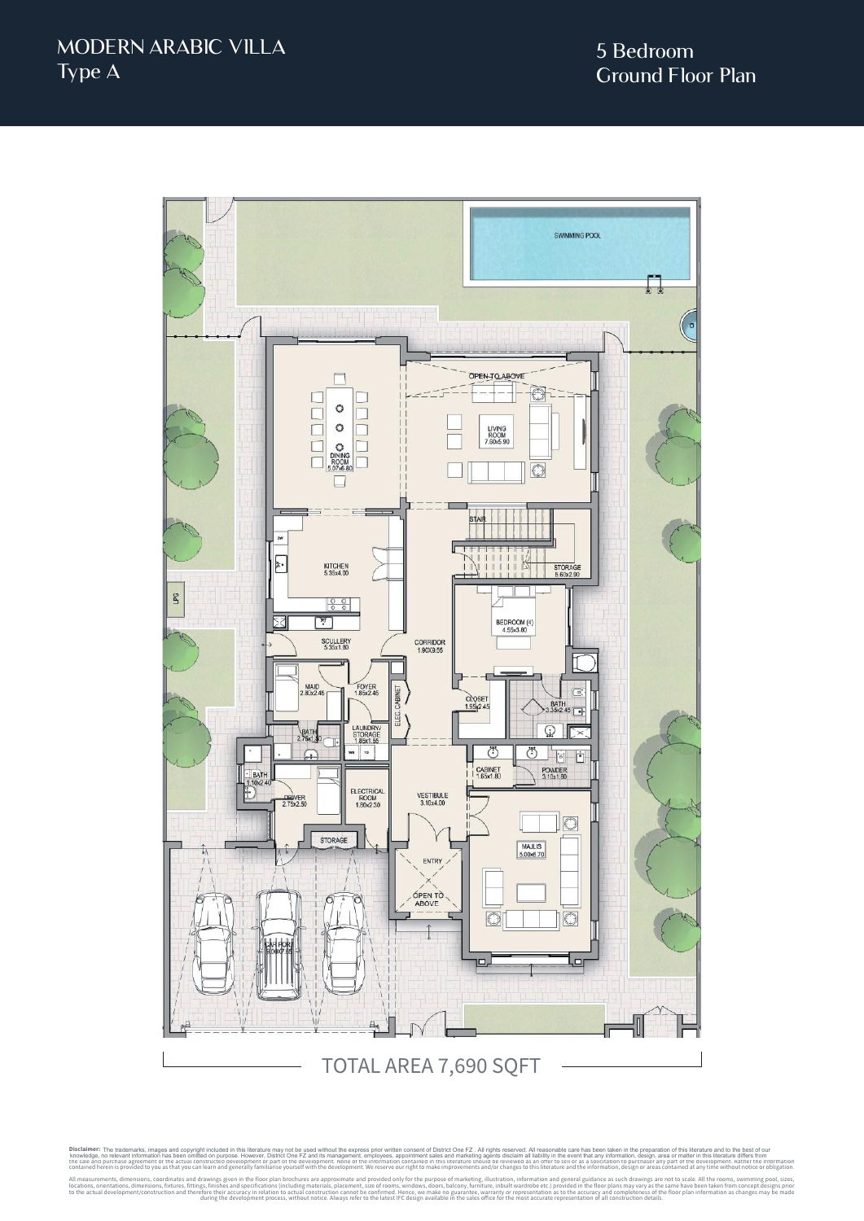# MODERN ARABIC VILLA
## Type A

## 5 Bedroom
## Ground Floor Plan

SWIMMING POOL

OPEN TO ABOVE

DINING ROOM 5.07x6.80

LIVING ROOM 7.50x5.90

STAIR

KITCHEN 5.35x4.00

STORAGE 5.60x2.90

LPG

BEDROOM (4) 4.55x3.60

SCULLERY 5.35x1.80

CORRIDOR 1.90X9.55

MAID 2.80x2.45

FOYER 1.85x2.45

ELEC. CABINET

CLOSET 1.95x2.45

BATH 3.35x2.45

BATH 2.75x1.30

LAUNDRY/ STORAGE 1.85x1.55

BATH 1.10x2.40

CABINET 1.65x1.80

POWDER 3.10x1.80

DRIVER 2.75x2.50

ELECTRICAL ROOM 1.50x2.50

VESTIBULE 3.10x4.00

STORAGE

MAJLIS 5.00x6.70

ENTRY

OPEN TO ABOVE

CAR PORT 9.00X7.85

TOTAL AREA 7,690 SQFT

**Disclaimer:** The trademarks, images and copyright included in this literature may not be used without the express prior written consent of District One FZ . All rights reserved. All reasonable care has been taken in the preparation of this literature and to the best of our knowledge, no relevant information has been omitted on purpose. However, District One FZ and its management, employees, appointment sales and marketing agents disclaim all liability in the event that any information, design, area or matter in this literature differs from the sale and purchase agreement or the actual constructed development or part of the development. None of the information contained in this literature should be reviewed as an offer to sell or as a solicitation to purchaser any part of the development. Rather the information contained herein is provided to you as that you can learn and generally familiarise yourself with the development. We reserve our right to make improvements and/or changes to this literature and the information, design or areas contained at any time without notice or obligation.

All measurements, dimensions, coordinates and drawings given in the floor plan brochures are approximate and provided only for the purpose of marketing, illustration, information and general guidance as such drawings are not to scale. All the rooms, swimming pool, sizes, locations, orientations, dimensions, fixtures, fittings, finishes and specifications (including materials, placement, size of rooms, windows, doors, balcony, furniture, inbuilt wardrobe etc.) provided in the floor plans may vary as the same have been taken from concept designs prior to the actual development/construction and therefore their accuracy in relation to actual construction cannot be confirmed. Hence, we make no guarantee, warranty or representation as to the accuracy and completeness of the floor plan information as changes may be made during the development process, without notice. Always refer to the latest IFC design available in the sales office for the most accurate representation of all construction details.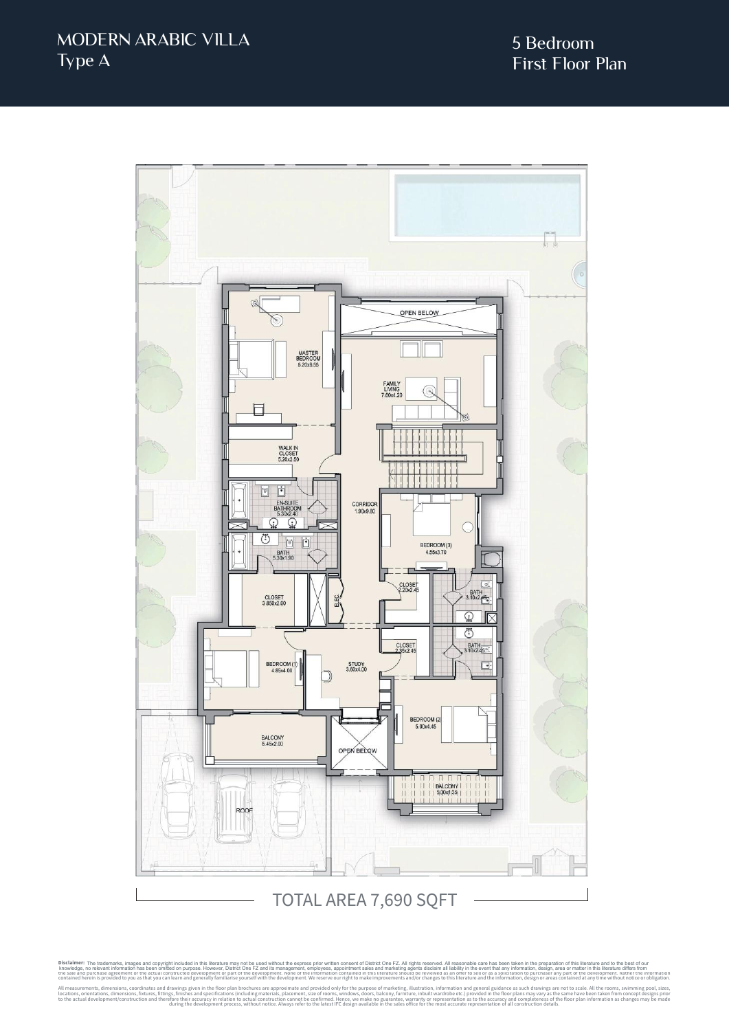MODERN ARABIC VILLA
Type A

5 Bedroom
First Floor Plan

OPEN BELOW

MASTER BEDROOM
5.20x6.55

FAMILY LIVING
7.60x4.20

WALK IN CLOSET
5.20x2.50

EN-SUITE BATHROOM
5.30x2.40

CORRIDOR
1.90x9.80

BEDROOM (3)
4.55x3.70

BATH
5.30x1.90

CLOSET
2.20x2.45

BATH
3.10x2.45

CLOSET
3.850x2.60

ELEC.

CLOSET
2.35x2.45

BATH
3.10x2.45

BEDROOM (1)
4.85x4.00

STUDY
3.60x4.00

BEDROOM (2)
5.00x4.45

BALCONY
5.45x2.00

OPEN BELOW

BALCONY
5.00x1.35

ROOF

TOTAL AREA 7,690 SQFT

**Disclaimer:** The trademarks, images and copyright included in this literature may not be used without the express prior written consent of District One FZ. All rights reserved. All reasonable care has been taken in the preparation of this literature and to the best of our knowledge, no relevant information has been omitted on purpose. However, District One FZ and its management, employees, appointment sales and marketing agents disclaim all liability in the event that any information, design, area or matter in this literature differs from the sale and purchase agreement or the actual constructed development or part of the development. None of the information contained in this literature should be reviewed as an offer to sell or as a solicitation to purchaser any part of the development. Rather the information contained herein is provided to you as that you can learn and generally familiarise yourself with the development. We reserve our right to make improvements and/or changes to this literature and the information, design or areas contained at any time without notice or obligation.

All measurements, dimensions, coordinates and drawings given in the floor plan brochures are approximate and provided only for the purpose of marketing, illustration, information and general guidance as such drawings are not to scale. All the rooms, swimming pool, sizes, locations, orientations, dimensions, fixtures, fittings, finishes and specifications (including materials, placement, size of rooms, windows, doors, balcony, furniture, inbuilt wardrobe etc.) provided in the floor plans may vary as the same have been taken from concept designs prior to the actual development/construction and therefore their accuracy in relation to actual construction cannot be confirmed. Hence, we make no guarantee, warranty or representation as to the accuracy and completeness of the floor plan information as changes may be made during the development process, without notice. Always refer to the latest IFC design available in the sales office for the most accurate representation of all construction details.